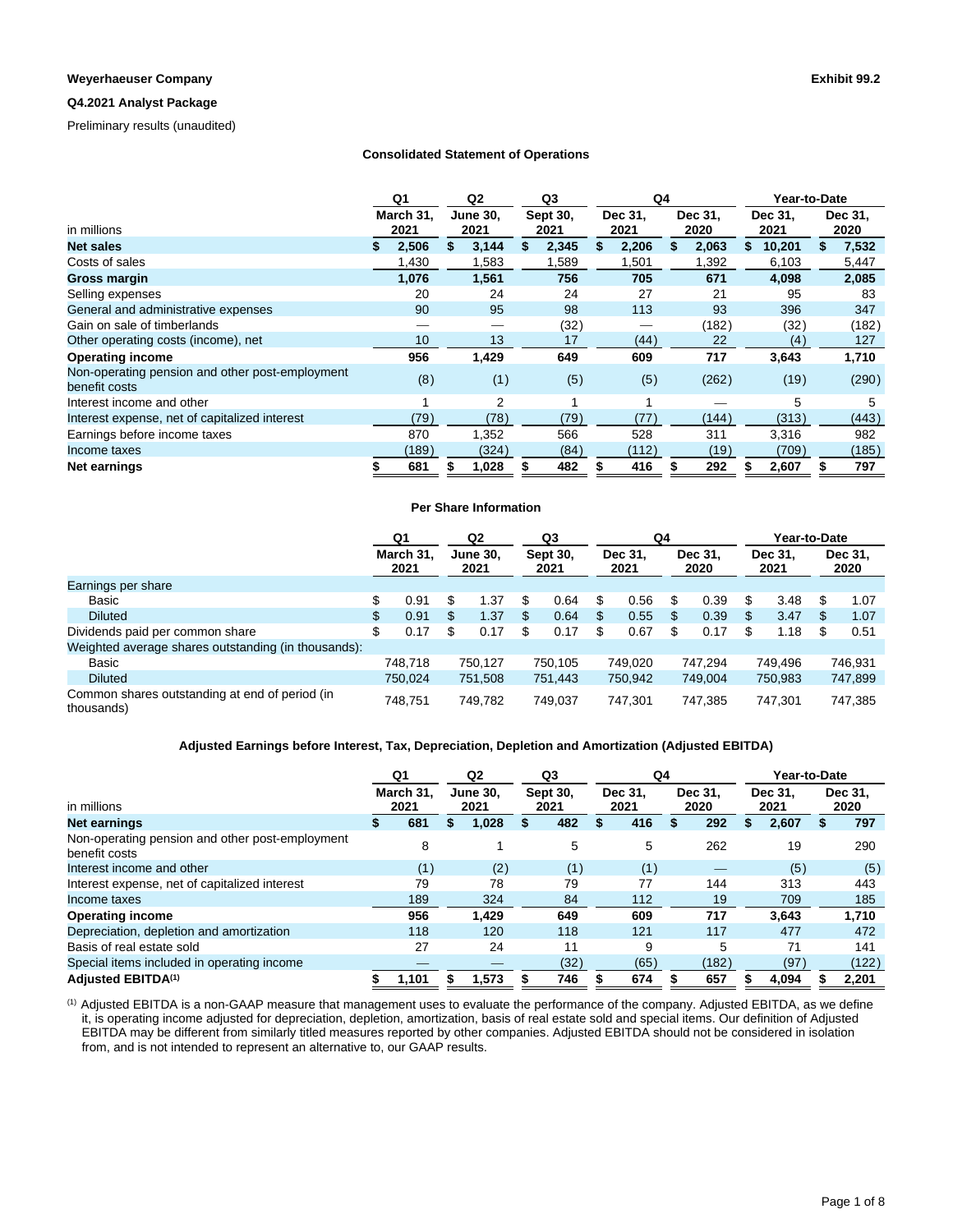**Weyerhaeuser Company** **Exhibit 99.2**

**Q4.2021 Analyst Package**

Preliminary results (unaudited)

**Consolidated Statement of Operations**

| in millions | Q1 March 31, 2021 | Q2 June 30, 2021 | Q3 Sept 30, 2021 | Q4 Dec 31, 2021 | Q4 Dec 31, 2020 | Year-to-Date Dec 31, 2021 | Year-to-Date Dec 31, 2020 |
|---|---|---|---|---|---|---|---|
| **Net sales** | **$ 2,506** | **$ 3,144** | **$ 2,345** | **$ 2,206** | **$ 2,063** | **$ 10,201** | **$ 7,532** |
| Costs of sales | 1,430 | 1,583 | 1,589 | 1,501 | 1,392 | 6,103 | 5,447 |
| **Gross margin** | **1,076** | **1,561** | **756** | **705** | **671** | **4,098** | **2,085** |
| Selling expenses | 20 | 24 | 24 | 27 | 21 | 95 | 83 |
| General and administrative expenses | 90 | 95 | 98 | 113 | 93 | 396 | 347 |
| Gain on sale of timberlands | — | — | (32) | — | (182) | (32) | (182) |
| Other operating costs (income), net | 10 | 13 | 17 | (44) | 22 | (4) | 127 |
| **Operating income** | **956** | **1,429** | **649** | **609** | **717** | **3,643** | **1,710** |
| Non-operating pension and other post-employment benefit costs | (8) | (1) | (5) | (5) | (262) | (19) | (290) |
| Interest income and other | 1 | 2 | 1 | 1 | — | 5 | 5 |
| Interest expense, net of capitalized interest | (79) | (78) | (79) | (77) | (144) | (313) | (443) |
| Earnings before income taxes | 870 | 1,352 | 566 | 528 | 311 | 3,316 | 982 |
| Income taxes | (189) | (324) | (84) | (112) | (19) | (709) | (185) |
| **Net earnings** | **$ 681** | **$ 1,028** | **$ 482** | **$ 416** | **$ 292** | **$ 2,607** | **$ 797** |

**Per Share Information**

| | Q1 March 31, 2021 | Q2 June 30, 2021 | Q3 Sept 30, 2021 | Q4 Dec 31, 2021 | Q4 Dec 31, 2020 | Year-to-Date Dec 31, 2021 | Year-to-Date Dec 31, 2020 |
|---|---|---|---|---|---|---|---|
| Earnings per share | | | | | | | |
| Basic | $ 0.91 | $ 1.37 | $ 0.64 | $ 0.56 | $ 0.39 | $ 3.48 | $ 1.07 |
| Diluted | $ 0.91 | $ 1.37 | $ 0.64 | $ 0.55 | $ 0.39 | $ 3.47 | $ 1.07 |
| Dividends paid per common share | $ 0.17 | $ 0.17 | $ 0.17 | $ 0.67 | $ 0.17 | $ 1.18 | $ 0.51 |
| Weighted average shares outstanding (in thousands): | | | | | | | |
| Basic | 748,718 | 750,127 | 750,105 | 749,020 | 747,294 | 749,496 | 746,931 |
| Diluted | 750,024 | 751,508 | 751,443 | 750,942 | 749,004 | 750,983 | 747,899 |
| Common shares outstanding at end of period (in thousands) | 748,751 | 749,782 | 749,037 | 747,301 | 747,385 | 747,301 | 747,385 |

**Adjusted Earnings before Interest, Tax, Depreciation, Depletion and Amortization (Adjusted EBITDA)**

| in millions | Q1 March 31, 2021 | Q2 June 30, 2021 | Q3 Sept 30, 2021 | Q4 Dec 31, 2021 | Q4 Dec 31, 2020 | Year-to-Date Dec 31, 2021 | Year-to-Date Dec 31, 2020 |
|---|---|---|---|---|---|---|---|
| **Net earnings** | **$ 681** | **$ 1,028** | **$ 482** | **$ 416** | **$ 292** | **$ 2,607** | **$ 797** |
| Non-operating pension and other post-employment benefit costs | 8 | 1 | 5 | 5 | 262 | 19 | 290 |
| Interest income and other | (1) | (2) | (1) | (1) | — | (5) | (5) |
| Interest expense, net of capitalized interest | 79 | 78 | 79 | 77 | 144 | 313 | 443 |
| Income taxes | 189 | 324 | 84 | 112 | 19 | 709 | 185 |
| **Operating income** | **956** | **1,429** | **649** | **609** | **717** | **3,643** | **1,710** |
| Depreciation, depletion and amortization | 118 | 120 | 118 | 121 | 117 | 477 | 472 |
| Basis of real estate sold | 27 | 24 | 11 | 9 | 5 | 71 | 141 |
| Special items included in operating income | — | — | (32) | (65) | (182) | (97) | (122) |
| **Adjusted EBITDA[1]** | **$ 1,101** | **$ 1,573** | **$ 746** | **$ 674** | **$ 657** | **$ 4,094** | **$ 2,201** |

[1] Adjusted EBITDA is a non-GAAP measure that management uses to evaluate the performance of the company. Adjusted EBITDA, as we define it, is operating income adjusted for depreciation, depletion, amortization, basis of real estate sold and special items. Our definition of Adjusted EBITDA may be different from similarly titled measures reported by other companies. Adjusted EBITDA should not be considered in isolation from, and is not intended to represent an alternative to, our GAAP results.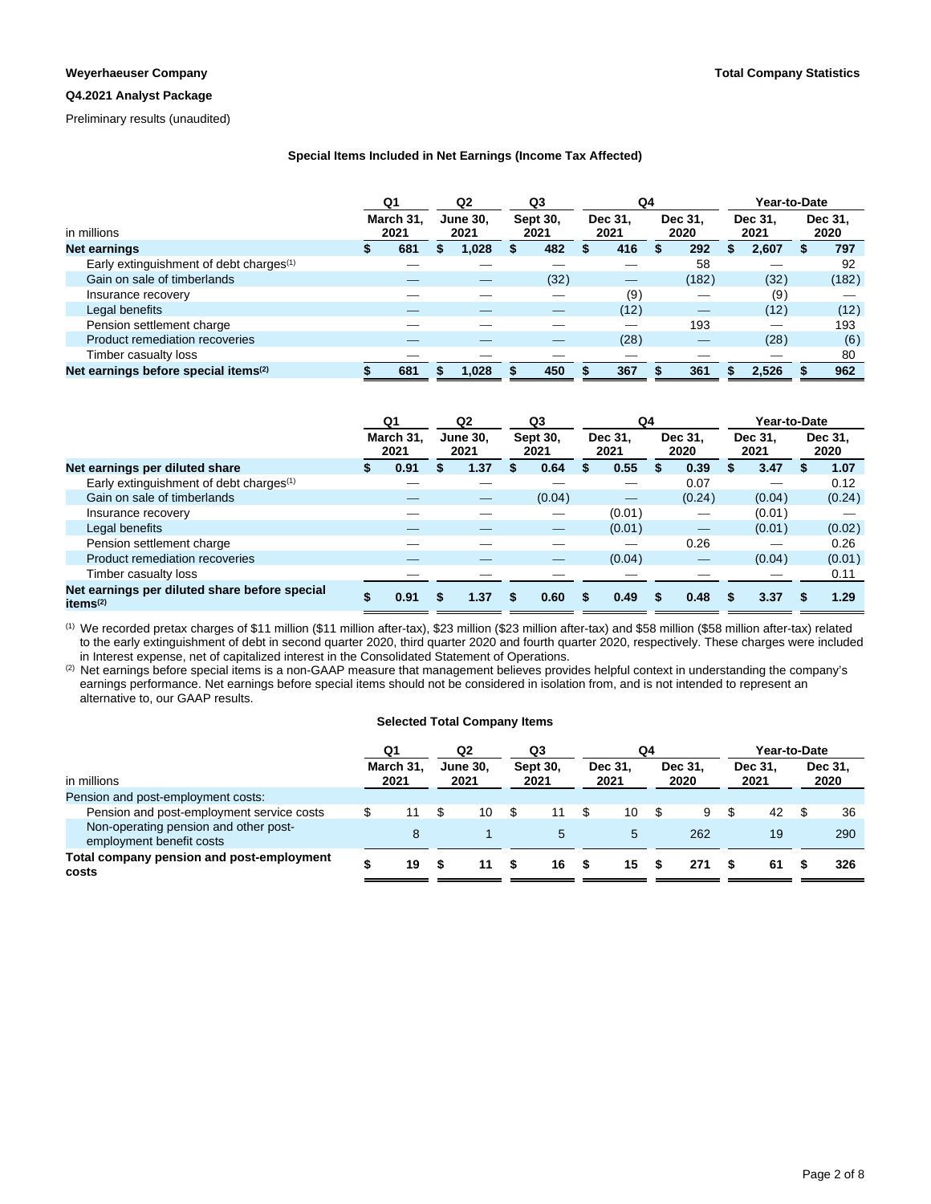Weyerhaeuser Company

Q4.2021 Analyst Package

Preliminary results (unaudited)

Total Company Statistics

### Special Items Included in Net Earnings (Income Tax Affected)

| in millions | Q1 March 31, 2021 | Q2 June 30, 2021 | Q3 Sept 30, 2021 | Q4 Dec 31, 2021 | Q4 Dec 31, 2020 | Year-to-Date Dec 31, 2021 | Year-to-Date Dec 31, 2020 |
|---|---|---|---|---|---|---|---|
| **Net earnings** | **$ 681** | **$ 1,028** | **$ 482** | **$ 416** | **$ 292** | **$ 2,607** | **$ 797** |
| Early extinguishment of debt charges[1] | — | — | — | — | 58 | — | 92 |
| Gain on sale of timberlands | — | — | (32) | — | (182) | (32) | (182) |
| Insurance recovery | — | — | — | (9) | — | (9) | — |
| Legal benefits | — | — | — | (12) | — | (12) | (12) |
| Pension settlement charge | — | — | — | — | 193 | — | 193 |
| Product remediation recoveries | — | — | — | (28) | — | (28) | (6) |
| Timber casualty loss | — | — | — | — | — | — | 80 |
| **Net earnings before special items[2]** | **$ 681** | **$ 1,028** | **$ 450** | **$ 367** | **$ 361** | **$ 2,526** | **$ 962** |

| | Q1 March 31, 2021 | Q2 June 30, 2021 | Q3 Sept 30, 2021 | Q4 Dec 31, 2021 | Q4 Dec 31, 2020 | Year-to-Date Dec 31, 2021 | Year-to-Date Dec 31, 2020 |
|---|---|---|---|---|---|---|---|
| **Net earnings per diluted share** | **$ 0.91** | **$ 1.37** | **$ 0.64** | **$ 0.55** | **$ 0.39** | **$ 3.47** | **$ 1.07** |
| Early extinguishment of debt charges[1] | — | — | — | — | 0.07 | — | 0.12 |
| Gain on sale of timberlands | — | — | (0.04) | — | (0.24) | (0.04) | (0.24) |
| Insurance recovery | — | — | — | (0.01) | — | (0.01) | — |
| Legal benefits | — | — | — | (0.01) | — | (0.01) | (0.02) |
| Pension settlement charge | — | — | — | — | 0.26 | — | 0.26 |
| Product remediation recoveries | — | — | — | (0.04) | — | (0.04) | (0.01) |
| Timber casualty loss | — | — | — | — | — | — | 0.11 |
| **Net earnings per diluted share before special items[2]** | **$ 0.91** | **$ 1.37** | **$ 0.60** | **$ 0.49** | **$ 0.48** | **$ 3.37** | **$ 1.29** |

[1] We recorded pretax charges of $11 million ($11 million after-tax), $23 million ($23 million after-tax) and $58 million ($58 million after-tax) related to the early extinguishment of debt in second quarter 2020, third quarter 2020 and fourth quarter 2020, respectively. These charges were included in Interest expense, net of capitalized interest in the Consolidated Statement of Operations.

[2] Net earnings before special items is a non-GAAP measure that management believes provides helpful context in understanding the company's earnings performance. Net earnings before special items should not be considered in isolation from, and is not intended to represent an alternative to, our GAAP results.

### Selected Total Company Items

| in millions | Q1 March 31, 2021 | Q2 June 30, 2021 | Q3 Sept 30, 2021 | Q4 Dec 31, 2021 | Q4 Dec 31, 2020 | Year-to-Date Dec 31, 2021 | Year-to-Date Dec 31, 2020 |
|---|---|---|---|---|---|---|---|
| Pension and post-employment costs: | | | | | | | |
| Pension and post-employment service costs | $ 11 | $ 10 | $ 11 | $ 10 | $ 9 | $ 42 | $ 36 |
| Non-operating pension and other post-employment benefit costs | 8 | 1 | 5 | 5 | 262 | 19 | 290 |
| **Total company pension and post-employment costs** | **$ 19** | **$ 11** | **$ 16** | **$ 15** | **$ 271** | **$ 61** | **$ 326** |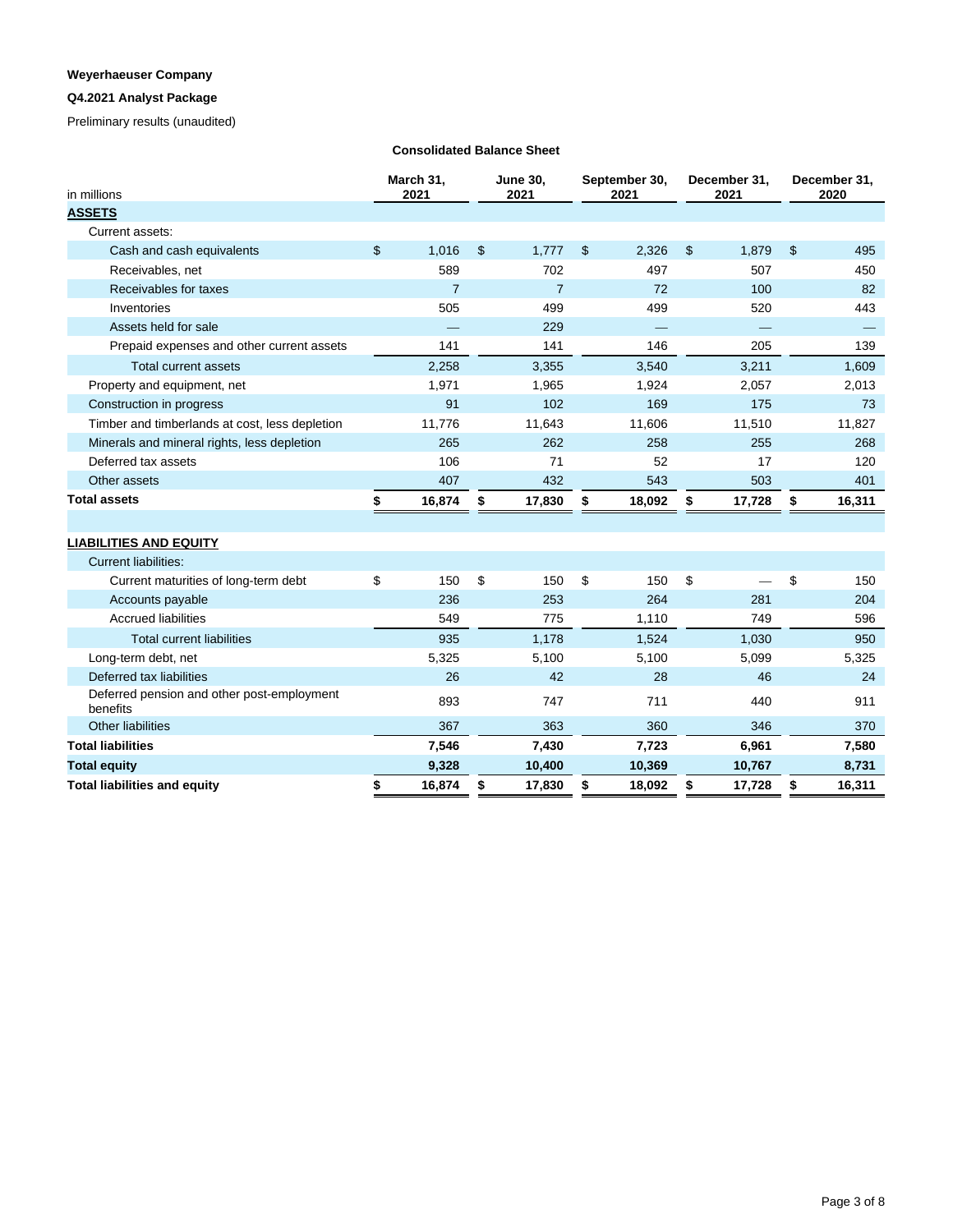**Weyerhaeuser Company**

**Q4.2021 Analyst Package**

Preliminary results (unaudited)

**Consolidated Balance Sheet**

| in millions | March 31, 2021 | June 30, 2021 | September 30, 2021 | December 31, 2021 | December 31, 2020 |
|---|---|---|---|---|---|
| **ASSETS** | | | | | |
| Current assets: | | | | | |
| Cash and cash equivalents | $ 1,016 | $ 1,777 | $ 2,326 | $ 1,879 | $ 495 |
| Receivables, net | 589 | 702 | 497 | 507 | 450 |
| Receivables for taxes | 7 | 7 | 72 | 100 | 82 |
| Inventories | 505 | 499 | 499 | 520 | 443 |
| Assets held for sale | — | 229 | — | — | — |
| Prepaid expenses and other current assets | 141 | 141 | 146 | 205 | 139 |
| Total current assets | 2,258 | 3,355 | 3,540 | 3,211 | 1,609 |
| Property and equipment, net | 1,971 | 1,965 | 1,924 | 2,057 | 2,013 |
| Construction in progress | 91 | 102 | 169 | 175 | 73 |
| Timber and timberlands at cost, less depletion | 11,776 | 11,643 | 11,606 | 11,510 | 11,827 |
| Minerals and mineral rights, less depletion | 265 | 262 | 258 | 255 | 268 |
| Deferred tax assets | 106 | 71 | 52 | 17 | 120 |
| Other assets | 407 | 432 | 543 | 503 | 401 |
| **Total assets** | **$ 16,874** | **$ 17,830** | **$ 18,092** | **$ 17,728** | **$ 16,311** |
| **LIABILITIES AND EQUITY** | | | | | |
| Current liabilities: | | | | | |
| Current maturities of long-term debt | $ 150 | $ 150 | $ 150 | $ — | $ 150 |
| Accounts payable | 236 | 253 | 264 | 281 | 204 |
| Accrued liabilities | 549 | 775 | 1,110 | 749 | 596 |
| Total current liabilities | 935 | 1,178 | 1,524 | 1,030 | 950 |
| Long-term debt, net | 5,325 | 5,100 | 5,100 | 5,099 | 5,325 |
| Deferred tax liabilities | 26 | 42 | 28 | 46 | 24 |
| Deferred pension and other post-employment benefits | 893 | 747 | 711 | 440 | 911 |
| Other liabilities | 367 | 363 | 360 | 346 | 370 |
| **Total liabilities** | **7,546** | **7,430** | **7,723** | **6,961** | **7,580** |
| **Total equity** | **9,328** | **10,400** | **10,369** | **10,767** | **8,731** |
| **Total liabilities and equity** | **$ 16,874** | **$ 17,830** | **$ 18,092** | **$ 17,728** | **$ 16,311** |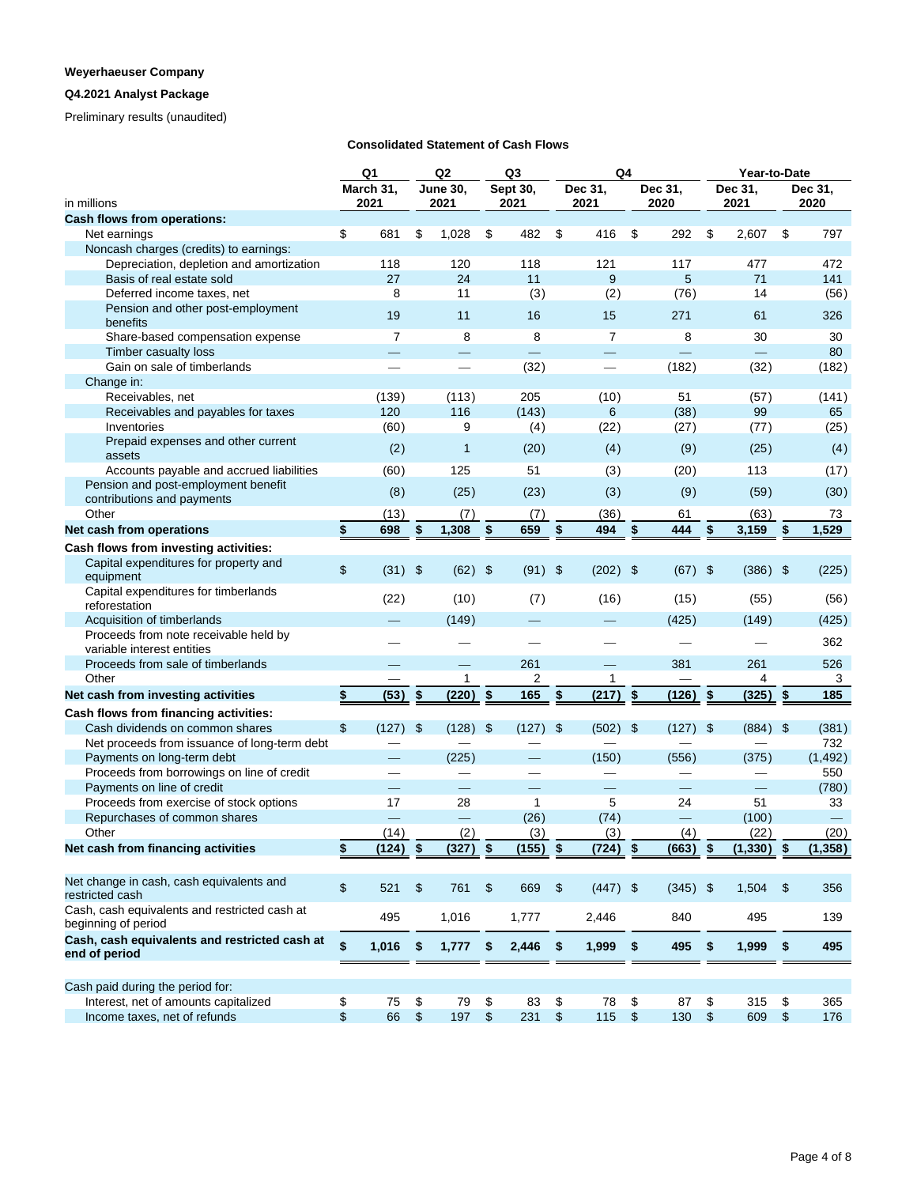**Weyerhaeuser Company**

**Q4.2021 Analyst Package**

Preliminary results (unaudited)

**Consolidated Statement of Cash Flows**

| in millions | Q1<br>March 31, 2021 | Q2<br>June 30, 2021 | Q3<br>Sept 30, 2021 | Q4<br>Dec 31, 2021 | Q4<br>Dec 31, 2020 | Year-to-Date<br>Dec 31, 2021 | Year-to-Date<br>Dec 31, 2020 |
|---|---|---|---|---|---|---|---|
| **Cash flows from operations:** | | | | | | | |
| Net earnings | $ 681 | $ 1,028 | $ 482 | $ 416 | $ 292 | $ 2,607 | $ 797 |
| Noncash charges (credits) to earnings: | | | | | | | |
| Depreciation, depletion and amortization | 118 | 120 | 118 | 121 | 117 | 477 | 472 |
| Basis of real estate sold | 27 | 24 | 11 | 9 | 5 | 71 | 141 |
| Deferred income taxes, net | 8 | 11 | (3) | (2) | (76) | 14 | (56) |
| Pension and other post-employment benefits | 19 | 11 | 16 | 15 | 271 | 61 | 326 |
| Share-based compensation expense | 7 | 8 | 8 | 7 | 8 | 30 | 30 |
| Timber casualty loss | — | — | — | — | — | — | 80 |
| Gain on sale of timberlands | — | — | (32) | — | (182) | (32) | (182) |
| Change in: | | | | | | | |
| Receivables, net | (139) | (113) | 205 | (10) | 51 | (57) | (141) |
| Receivables and payables for taxes | 120 | 116 | (143) | 6 | (38) | 99 | 65 |
| Inventories | (60) | 9 | (4) | (22) | (27) | (77) | (25) |
| Prepaid expenses and other current assets | (2) | 1 | (20) | (4) | (9) | (25) | (4) |
| Accounts payable and accrued liabilities | (60) | 125 | 51 | (3) | (20) | 113 | (17) |
| Pension and post-employment benefit contributions and payments | (8) | (25) | (23) | (3) | (9) | (59) | (30) |
| Other | (13) | (7) | (7) | (36) | 61 | (63) | 73 |
| **Net cash from operations** | **$ 698** | **$ 1,308** | **$ 659** | **$ 494** | **$ 444** | **$ 3,159** | **$ 1,529** |
| **Cash flows from investing activities:** | | | | | | | |
| Capital expenditures for property and equipment | $ (31) | $ (62) | $ (91) | $ (202) | $ (67) | $ (386) | $ (225) |
| Capital expenditures for timberlands reforestation | (22) | (10) | (7) | (16) | (15) | (55) | (56) |
| Acquisition of timberlands | — | (149) | — | — | (425) | (149) | (425) |
| Proceeds from note receivable held by variable interest entities | — | — | — | — | — | — | 362 |
| Proceeds from sale of timberlands | — | — | 261 | — | 381 | 261 | 526 |
| Other | — | 1 | 2 | 1 | — | 4 | 3 |
| **Net cash from investing activities** | **$ (53)** | **$ (220)** | **$ 165** | **$ (217)** | **$ (126)** | **$ (325)** | **$ 185** |
| **Cash flows from financing activities:** | | | | | | | |
| Cash dividends on common shares | $ (127) | $ (128) | $ (127) | $ (502) | $ (127) | $ (884) | $ (381) |
| Net proceeds from issuance of long-term debt | — | — | — | — | — | — | 732 |
| Payments on long-term debt | — | (225) | — | (150) | (556) | (375) | (1,492) |
| Proceeds from borrowings on line of credit | — | — | — | — | — | — | 550 |
| Payments on line of credit | — | — | — | — | — | — | (780) |
| Proceeds from exercise of stock options | 17 | 28 | 1 | 5 | 24 | 51 | 33 |
| Repurchases of common shares | — | — | (26) | (74) | — | (100) | — |
| Other | (14) | (2) | (3) | (3) | (4) | (22) | (20) |
| **Net cash from financing activities** | **$ (124)** | **$ (327)** | **$ (155)** | **$ (724)** | **$ (663)** | **$ (1,330)** | **$ (1,358)** |
| Net change in cash, cash equivalents and restricted cash | $ 521 | $ 761 | $ 669 | $ (447) | $ (345) | $ 1,504 | $ 356 |
| Cash, cash equivalents and restricted cash at beginning of period | 495 | 1,016 | 1,777 | 2,446 | 840 | 495 | 139 |
| **Cash, cash equivalents and restricted cash at end of period** | **$ 1,016** | **$ 1,777** | **$ 2,446** | **$ 1,999** | **$ 495** | **$ 1,999** | **$ 495** |
| Cash paid during the period for: | | | | | | | |
| Interest, net of amounts capitalized | $ 75 | $ 79 | $ 83 | $ 78 | $ 87 | $ 315 | $ 365 |
| Income taxes, net of refunds | $ 66 | $ 197 | $ 231 | $ 115 | $ 130 | $ 609 | $ 176 |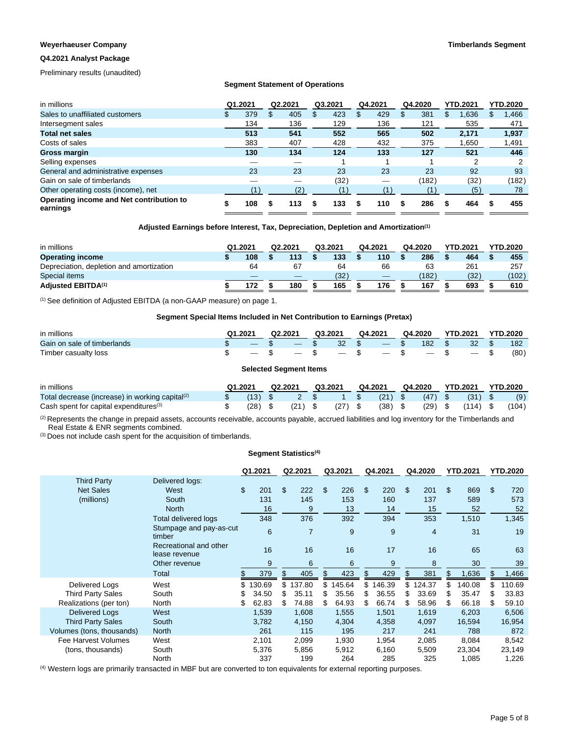**Weyerhaeuser Company**

**Timberlands Segment**

**Q4.2021 Analyst Package**

Preliminary results (unaudited)

### Segment Statement of Operations

| in millions | Q1.2021 | Q2.2021 | Q3.2021 | Q4.2021 | Q4.2020 | YTD.2021 | YTD.2020 |
|---|---|---|---|---|---|---|---|
| Sales to unaffiliated customers | $ 379 | $ 405 | $ 423 | $ 429 | $ 381 | $ 1,636 | $ 1,466 |
| Intersegment sales | 134 | 136 | 129 | 136 | 121 | 535 | 471 |
| **Total net sales** | **513** | **541** | **552** | **565** | **502** | **2,171** | **1,937** |
| Costs of sales | 383 | 407 | 428 | 432 | 375 | 1,650 | 1,491 |
| **Gross margin** | **130** | **134** | **124** | **133** | **127** | **521** | **446** |
| Selling expenses | — | — | 1 | 1 | 1 | 2 | 2 |
| General and administrative expenses | 23 | 23 | 23 | 23 | 23 | 92 | 93 |
| Gain on sale of timberlands | — | — | (32) | — | (182) | (32) | (182) |
| Other operating costs (income), net | (1) | (2) | (1) | (1) | (1) | (5) | 78 |
| **Operating income and Net contribution to earnings** | **$ 108** | **$ 113** | **$ 133** | **$ 110** | **$ 286** | **$ 464** | **$ 455** |

### Adjusted Earnings before Interest, Tax, Depreciation, Depletion and Amortization[(1)]

| in millions | Q1.2021 | Q2.2021 | Q3.2021 | Q4.2021 | Q4.2020 | YTD.2021 | YTD.2020 |
|---|---|---|---|---|---|---|---|
| **Operating income** | **$ 108** | **$ 113** | **$ 133** | **$ 110** | **$ 286** | **$ 464** | **$ 455** |
| Depreciation, depletion and amortization | 64 | 67 | 64 | 66 | 63 | 261 | 257 |
| Special items | — | — | (32) | — | (182) | (32) | (102) |
| **Adjusted EBITDA[(1)]** | **$ 172** | **$ 180** | **$ 165** | **$ 176** | **$ 167** | **$ 693** | **$ 610** |

(1) See definition of Adjusted EBITDA (a non-GAAP measure) on page 1.

### Segment Special Items Included in Net Contribution to Earnings (Pretax)

| in millions | Q1.2021 | Q2.2021 | Q3.2021 | Q4.2021 | Q4.2020 | YTD.2021 | YTD.2020 |
|---|---|---|---|---|---|---|---|
| Gain on sale of timberlands | $ — | $ — | $ 32 | $ — | $ 182 | $ 32 | $ 182 |
| Timber casualty loss | $ — | $ — | $ — | $ — | $ — | $ — | $ (80) |

### Selected Segment Items

| in millions | Q1.2021 | Q2.2021 | Q3.2021 | Q4.2021 | Q4.2020 | YTD.2021 | YTD.2020 |
|---|---|---|---|---|---|---|---|
| Total decrease (increase) in working capital[(2)] | $ (13) | $ 2 | $ 1 | $ (21) | $ (47) | $ (31) | $ (9) |
| Cash spent for capital expenditures[(3)] | $ (28) | $ (21) | $ (27) | $ (38) | $ (29) | $ (114) | $ (104) |

(2) Represents the change in prepaid assets, accounts receivable, accounts payable, accrued liabilities and log inventory for the Timberlands and Real Estate & ENR segments combined.

(3) Does not include cash spent for the acquisition of timberlands.

### Segment Statistics[(4)]

| | | Q1.2021 | Q2.2021 | Q3.2021 | Q4.2021 | Q4.2020 | YTD.2021 | YTD.2020 |
|---|---|---|---|---|---|---|---|---|
| Third Party Net Sales (millions) | Delivered logs: | | | | | | | |
| | West | $ 201 | $ 222 | $ 226 | $ 220 | $ 201 | $ 869 | $ 720 |
| | South | 131 | 145 | 153 | 160 | 137 | 589 | 573 |
| | North | 16 | 9 | 13 | 14 | 15 | 52 | 52 |
| | Total delivered logs | 348 | 376 | 392 | 394 | 353 | 1,510 | 1,345 |
| | Stumpage and pay-as-cut timber | 6 | 7 | 9 | 9 | 4 | 31 | 19 |
| | Recreational and other lease revenue | 16 | 16 | 16 | 17 | 16 | 65 | 63 |
| | Other revenue | 9 | 6 | 6 | 9 | 8 | 30 | 39 |
| | Total | $ 379 | $ 405 | $ 423 | $ 429 | $ 381 | $ 1,636 | $ 1,466 |
| Delivered Logs Third Party Sales Realizations (per ton) | West | $ 130.69 | $ 137.80 | $ 145.64 | $ 146.39 | $ 124.37 | $ 140.08 | $ 110.69 |
| | South | $ 34.50 | $ 35.11 | $ 35.56 | $ 36.55 | $ 33.69 | $ 35.47 | $ 33.83 |
| | North | $ 62.83 | $ 74.88 | $ 64.93 | $ 66.74 | $ 58.96 | $ 66.18 | $ 59.10 |
| Delivered Logs Third Party Sales Volumes (tons, thousands) | West | 1,539 | 1,608 | 1,555 | 1,501 | 1,619 | 6,203 | 6,506 |
| | South | 3,782 | 4,150 | 4,304 | 4,358 | 4,097 | 16,594 | 16,954 |
| | North | 261 | 115 | 195 | 217 | 241 | 788 | 872 |
| Fee Harvest Volumes (tons, thousands) | West | 2,101 | 2,099 | 1,930 | 1,954 | 2,085 | 8,084 | 8,542 |
| | South | 5,376 | 5,856 | 5,912 | 6,160 | 5,509 | 23,304 | 23,149 |
| | North | 337 | 199 | 264 | 285 | 325 | 1,085 | 1,226 |

(4) Western logs are primarily transacted in MBF but are converted to ton equivalents for external reporting purposes.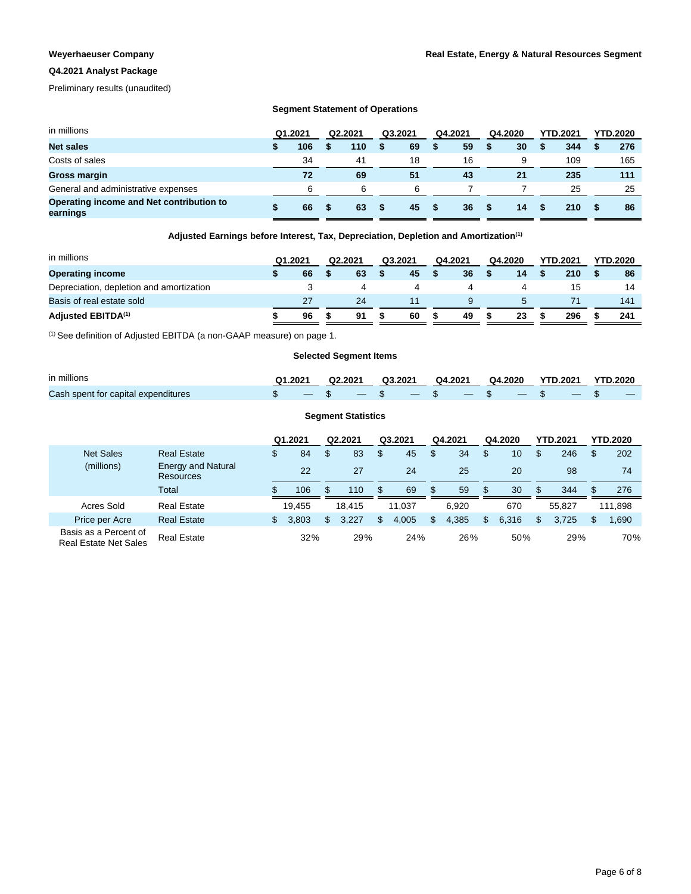**Weyerhaeuser Company**

**Real Estate, Energy & Natural Resources Segment**

**Q4.2021 Analyst Package**

Preliminary results (unaudited)

### Segment Statement of Operations

| in millions | Q1.2021 | Q2.2021 | Q3.2021 | Q4.2021 | Q4.2020 | YTD.2021 | YTD.2020 |
|---|---|---|---|---|---|---|---|
| **Net sales** | **$ 106** | **$ 110** | **$ 69** | **$ 59** | **$ 30** | **$ 344** | **$ 276** |
| Costs of sales | 34 | 41 | 18 | 16 | 9 | 109 | 165 |
| **Gross margin** | **72** | **69** | **51** | **43** | **21** | **235** | **111** |
| General and administrative expenses | 6 | 6 | 6 | 7 | 7 | 25 | 25 |
| **Operating income and Net contribution to earnings** | **$ 66** | **$ 63** | **$ 45** | **$ 36** | **$ 14** | **$ 210** | **$ 86** |

### Adjusted Earnings before Interest, Tax, Depreciation, Depletion and Amortization(1)

| in millions | Q1.2021 | Q2.2021 | Q3.2021 | Q4.2021 | Q4.2020 | YTD.2021 | YTD.2020 |
|---|---|---|---|---|---|---|---|
| **Operating income** | **$ 66** | **$ 63** | **$ 45** | **$ 36** | **$ 14** | **$ 210** | **$ 86** |
| Depreciation, depletion and amortization | 3 | 4 | 4 | 4 | 4 | 15 | 14 |
| Basis of real estate sold | 27 | 24 | 11 | 9 | 5 | 71 | 141 |
| **Adjusted EBITDA(1)** | **$ 96** | **$ 91** | **$ 60** | **$ 49** | **$ 23** | **$ 296** | **$ 241** |

(1) See definition of Adjusted EBITDA (a non-GAAP measure) on page 1.

### Selected Segment Items

| in millions | Q1.2021 | Q2.2021 | Q3.2021 | Q4.2021 | Q4.2020 | YTD.2021 | YTD.2020 |
|---|---|---|---|---|---|---|---|
| Cash spent for capital expenditures | $ — | $ — | $ — | $ — | $ — | $ — | $ — |

### Segment Statistics

| | | Q1.2021 | Q2.2021 | Q3.2021 | Q4.2021 | Q4.2020 | YTD.2021 | YTD.2020 |
|---|---|---|---|---|---|---|---|---|
| Net Sales (millions) | Real Estate | $ 84 | $ 83 | $ 45 | $ 34 | $ 10 | $ 246 | $ 202 |
| | Energy and Natural Resources | 22 | 27 | 24 | 25 | 20 | 98 | 74 |
| | Total | $ 106 | $ 110 | $ 69 | $ 59 | $ 30 | $ 344 | $ 276 |
| Acres Sold | Real Estate | 19,455 | 18,415 | 11,037 | 6,920 | 670 | 55,827 | 111,898 |
| Price per Acre | Real Estate | $ 3,803 | $ 3,227 | $ 4,005 | $ 4,385 | $ 6,316 | $ 3,725 | $ 1,690 |
| Basis as a Percent of Real Estate Net Sales | Real Estate | 32% | 29% | 24% | 26% | 50% | 29% | 70% |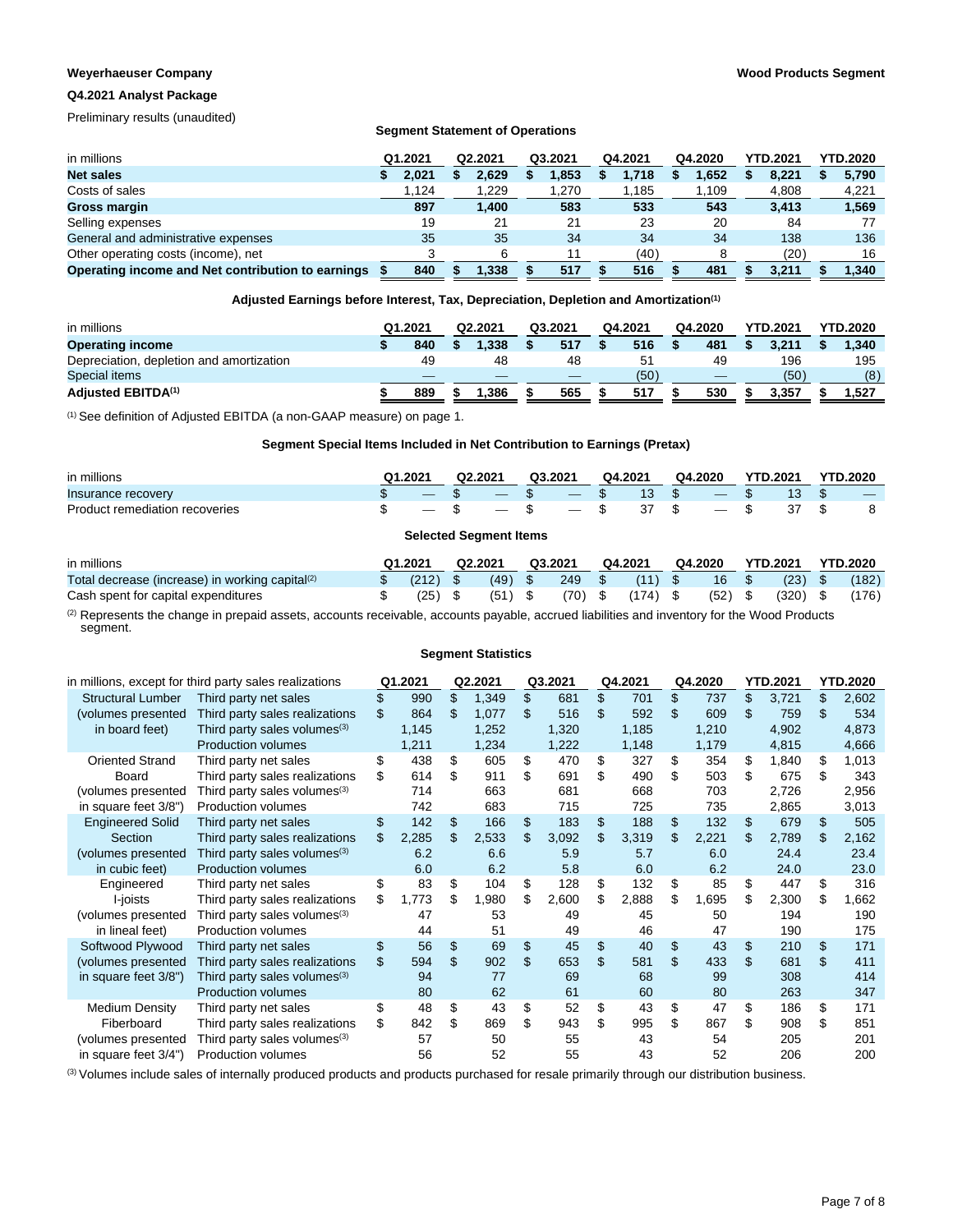**Weyerhaeuser Company** | **Wood Products Segment**

**Q4.2021 Analyst Package**

Preliminary results (unaudited)

### Segment Statement of Operations

| in millions | Q1.2021 | Q2.2021 | Q3.2021 | Q4.2021 | Q4.2020 | YTD.2021 | YTD.2020 |
|---|---|---|---|---|---|---|---|
| **Net sales** | **$ 2,021** | **$ 2,629** | **$ 1,853** | **$ 1,718** | **$ 1,652** | **$ 8,221** | **$ 5,790** |
| Costs of sales | 1,124 | 1,229 | 1,270 | 1,185 | 1,109 | 4,808 | 4,221 |
| **Gross margin** | **897** | **1,400** | **583** | **533** | **543** | **3,413** | **1,569** |
| Selling expenses | 19 | 21 | 21 | 23 | 20 | 84 | 77 |
| General and administrative expenses | 35 | 35 | 34 | 34 | 34 | 138 | 136 |
| Other operating costs (income), net | 3 | 6 | 11 | (40) | 8 | (20) | 16 |
| **Operating income and Net contribution to earnings** | **$ 840** | **$ 1,338** | **$ 517** | **$ 516** | **$ 481** | **$ 3,211** | **$ 1,340** |

### Adjusted Earnings before Interest, Tax, Depreciation, Depletion and Amortization(1)

| in millions | Q1.2021 | Q2.2021 | Q3.2021 | Q4.2021 | Q4.2020 | YTD.2021 | YTD.2020 |
|---|---|---|---|---|---|---|---|
| **Operating income** | **$ 840** | **$ 1,338** | **$ 517** | **$ 516** | **$ 481** | **$ 3,211** | **$ 1,340** |
| Depreciation, depletion and amortization | 49 | 48 | 48 | 51 | 49 | 196 | 195 |
| Special items | — | — | — | (50) | — | (50) | (8) |
| **Adjusted EBITDA(1)** | **$ 889** | **$ 1,386** | **$ 565** | **$ 517** | **$ 530** | **$ 3,357** | **$ 1,527** |

(1) See definition of Adjusted EBITDA (a non-GAAP measure) on page 1.

### Segment Special Items Included in Net Contribution to Earnings (Pretax)

| in millions | Q1.2021 | Q2.2021 | Q3.2021 | Q4.2021 | Q4.2020 | YTD.2021 | YTD.2020 |
|---|---|---|---|---|---|---|---|
| Insurance recovery | $ — | $ — | $ — | $ 13 | $ — | $ 13 | $ — |
| Product remediation recoveries | $ — | $ — | $ — | $ 37 | $ — | $ 37 | $ 8 |

### Selected Segment Items

| in millions | Q1.2021 | Q2.2021 | Q3.2021 | Q4.2021 | Q4.2020 | YTD.2021 | YTD.2020 |
|---|---|---|---|---|---|---|---|
| Total decrease (increase) in working capital(2) | $ (212) | $ (49) | $ 249 | $ (11) | $ 16 | $ (23) | $ (182) |
| Cash spent for capital expenditures | $ (25) | $ (51) | $ (70) | $ (174) | $ (52) | $ (320) | $ (176) |

(2) Represents the change in prepaid assets, accounts receivable, accounts payable, accrued liabilities and inventory for the Wood Products segment.

### Segment Statistics

| in millions, except for third party sales realizations | | Q1.2021 | Q2.2021 | Q3.2021 | Q4.2021 | Q4.2020 | YTD.2021 | YTD.2020 |
|---|---|---|---|---|---|---|---|---|
| Structural Lumber | Third party net sales | $ 990 | $ 1,349 | $ 681 | $ 701 | $ 737 | $ 3,721 | $ 2,602 |
| (volumes presented | Third party sales realizations | $ 864 | $ 1,077 | $ 516 | $ 592 | $ 609 | $ 759 | $ 534 |
| in board feet) | Third party sales volumes(3) | 1,145 | 1,252 | 1,320 | 1,185 | 1,210 | 4,902 | 4,873 |
| | Production volumes | 1,211 | 1,234 | 1,222 | 1,148 | 1,179 | 4,815 | 4,666 |
| Oriented Strand | Third party net sales | $ 438 | $ 605 | $ 470 | $ 327 | $ 354 | $ 1,840 | $ 1,013 |
| Board | Third party sales realizations | $ 614 | $ 911 | $ 691 | $ 490 | $ 503 | $ 675 | $ 343 |
| (volumes presented | Third party sales volumes(3) | 714 | 663 | 681 | 668 | 703 | 2,726 | 2,956 |
| in square feet 3/8") | Production volumes | 742 | 683 | 715 | 725 | 735 | 2,865 | 3,013 |
| Engineered Solid | Third party net sales | $ 142 | $ 166 | $ 183 | $ 188 | $ 132 | $ 679 | $ 505 |
| Section | Third party sales realizations | $ 2,285 | $ 2,533 | $ 3,092 | $ 3,319 | $ 2,221 | $ 2,789 | $ 2,162 |
| (volumes presented | Third party sales volumes(3) | 6.2 | 6.6 | 5.9 | 5.7 | 6.0 | 24.4 | 23.4 |
| in cubic feet) | Production volumes | 6.0 | 6.2 | 5.8 | 6.0 | 6.2 | 24.0 | 23.0 |
| Engineered | Third party net sales | $ 83 | $ 104 | $ 128 | $ 132 | $ 85 | $ 447 | $ 316 |
| I-joists | Third party sales realizations | $ 1,773 | $ 1,980 | $ 2,600 | $ 2,888 | $ 1,695 | $ 2,300 | $ 1,662 |
| (volumes presented | Third party sales volumes(3) | 47 | 53 | 49 | 45 | 50 | 194 | 190 |
| in lineal feet) | Production volumes | 44 | 51 | 49 | 46 | 47 | 190 | 175 |
| Softwood Plywood | Third party net sales | $ 56 | $ 69 | $ 45 | $ 40 | $ 43 | $ 210 | $ 171 |
| (volumes presented | Third party sales realizations | $ 594 | $ 902 | $ 653 | $ 581 | $ 433 | $ 681 | $ 411 |
| in square feet 3/8") | Third party sales volumes(3) | 94 | 77 | 69 | 68 | 99 | 308 | 414 |
| | Production volumes | 80 | 62 | 61 | 60 | 80 | 263 | 347 |
| Medium Density | Third party net sales | $ 48 | $ 43 | $ 52 | $ 43 | $ 47 | $ 186 | $ 171 |
| Fiberboard | Third party sales realizations | $ 842 | $ 869 | $ 943 | $ 995 | $ 867 | $ 908 | $ 851 |
| (volumes presented | Third party sales volumes(3) | 57 | 50 | 55 | 43 | 54 | 205 | 201 |
| in square feet 3/4") | Production volumes | 56 | 52 | 55 | 43 | 52 | 206 | 200 |

(3) Volumes include sales of internally produced products and products purchased for resale primarily through our distribution business.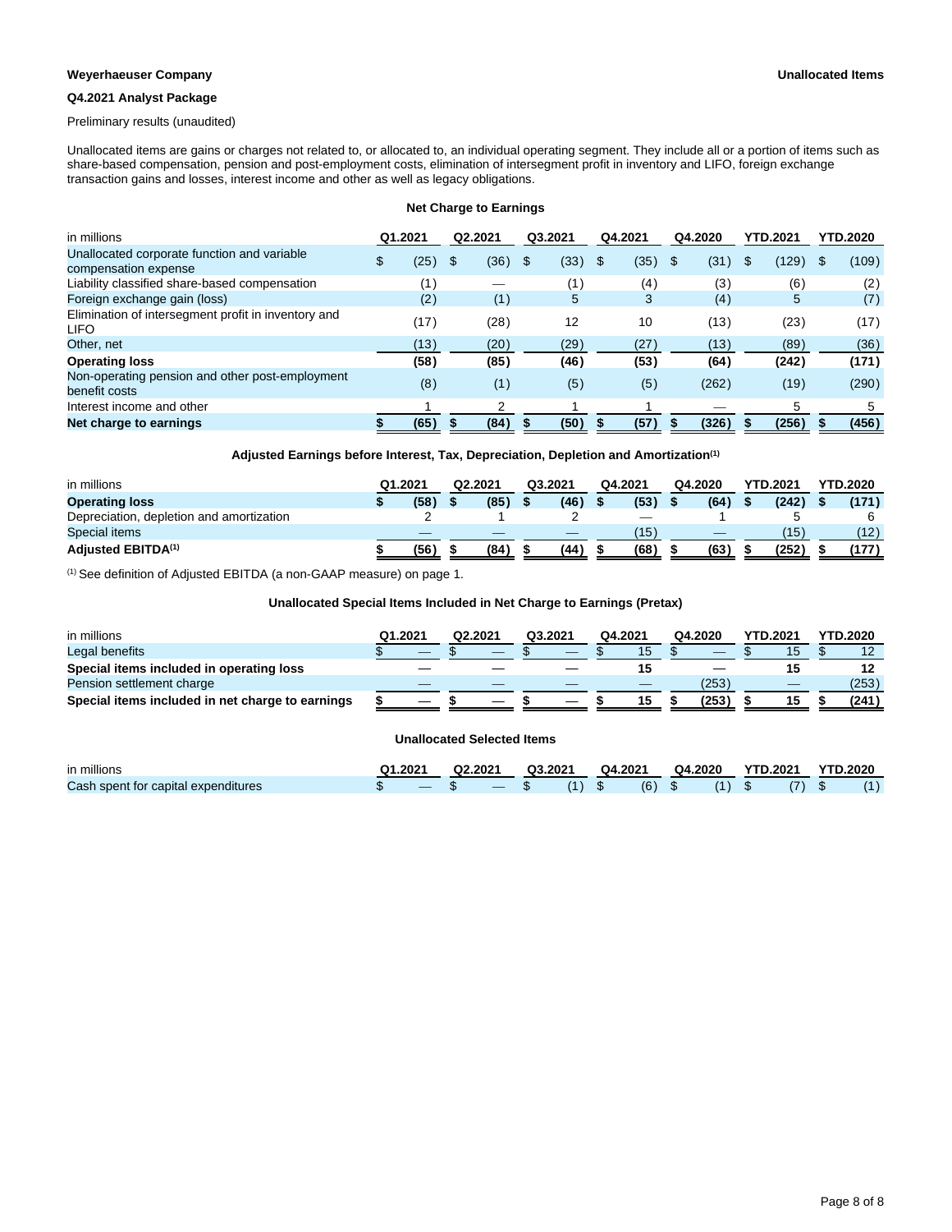**Weyerhaeuser Company** **Unallocated Items**

**Q4.2021 Analyst Package**

Preliminary results (unaudited)

Unallocated items are gains or charges not related to, or allocated to, an individual operating segment. They include all or a portion of items such as share-based compensation, pension and post-employment costs, elimination of intersegment profit in inventory and LIFO, foreign exchange transaction gains and losses, interest income and other as well as legacy obligations.

### Net Charge to Earnings

| in millions | Q1.2021 | Q2.2021 | Q3.2021 | Q4.2021 | Q4.2020 | YTD.2021 | YTD.2020 |
|---|---|---|---|---|---|---|---|
| Unallocated corporate function and variable compensation expense | $ (25) | $ (36) | $ (33) | $ (35) | $ (31) | $ (129) | $ (109) |
| Liability classified share-based compensation | (1) | — | (1) | (4) | (3) | (6) | (2) |
| Foreign exchange gain (loss) | (2) | (1) | 5 | 3 | (4) | 5 | (7) |
| Elimination of intersegment profit in inventory and LIFO | (17) | (28) | 12 | 10 | (13) | (23) | (17) |
| Other, net | (13) | (20) | (29) | (27) | (13) | (89) | (36) |
| **Operating loss** | **(58)** | **(85)** | **(46)** | **(53)** | **(64)** | **(242)** | **(171)** |
| Non-operating pension and other post-employment benefit costs | (8) | (1) | (5) | (5) | (262) | (19) | (290) |
| Interest income and other | 1 | 2 | 1 | 1 | — | 5 | 5 |
| **Net charge to earnings** | **$ (65)** | **$ (84)** | **$ (50)** | **$ (57)** | **$ (326)** | **$ (256)** | **$ (456)** |

### Adjusted Earnings before Interest, Tax, Depreciation, Depletion and Amortization[(1)]

| in millions | Q1.2021 | Q2.2021 | Q3.2021 | Q4.2021 | Q4.2020 | YTD.2021 | YTD.2020 |
|---|---|---|---|---|---|---|---|
| **Operating loss** | **$ (58)** | **$ (85)** | **$ (46)** | **$ (53)** | **$ (64)** | **$ (242)** | **$ (171)** |
| Depreciation, depletion and amortization | 2 | 1 | 2 | — | 1 | 5 | 6 |
| Special items | — | — | — | (15) | — | (15) | (12) |
| **Adjusted EBITDA[(1)]** | **$ (56)** | **$ (84)** | **$ (44)** | **$ (68)** | **$ (63)** | **$ (252)** | **$ (177)** |

[(1)] See definition of Adjusted EBITDA (a non-GAAP measure) on page 1.

### Unallocated Special Items Included in Net Charge to Earnings (Pretax)

| in millions | Q1.2021 | Q2.2021 | Q3.2021 | Q4.2021 | Q4.2020 | YTD.2021 | YTD.2020 |
|---|---|---|---|---|---|---|---|
| Legal benefits | $ — | $ — | $ — | $ 15 | $ — | $ 15 | $ 12 |
| **Special items included in operating loss** | **—** | **—** | **—** | **15** | **—** | **15** | **12** |
| Pension settlement charge | — | — | — | — | (253) | — | (253) |
| **Special items included in net charge to earnings** | **$ —** | **$ —** | **$ —** | **$ 15** | **$ (253)** | **$ 15** | **$ (241)** |

### Unallocated Selected Items

| in millions | Q1.2021 | Q2.2021 | Q3.2021 | Q4.2021 | Q4.2020 | YTD.2021 | YTD.2020 |
|---|---|---|---|---|---|---|---|
| Cash spent for capital expenditures | $ — | $ — | $ (1) | $ (6) | $ (1) | $ (7) | $ (1) |